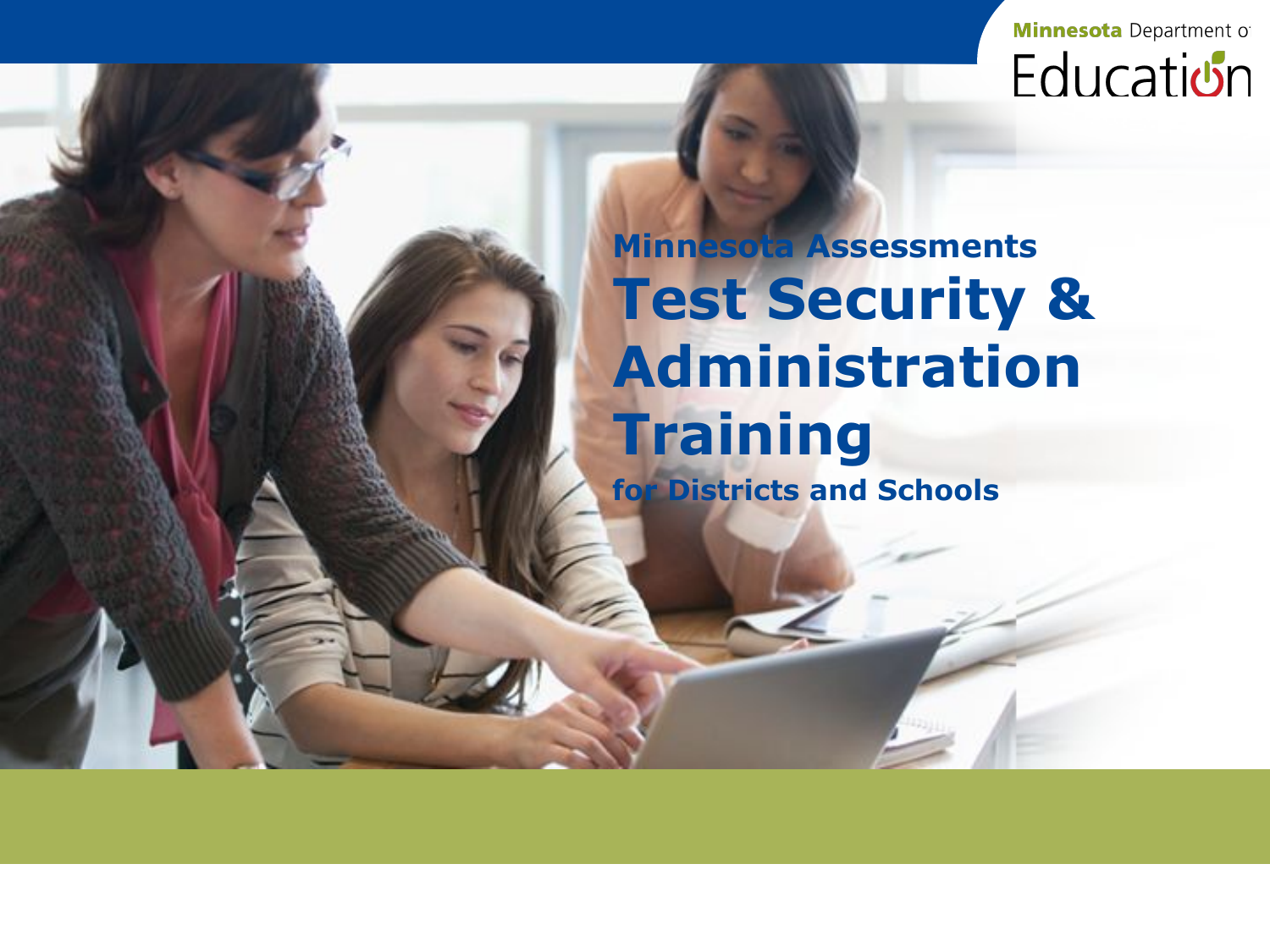Minnesota Department of Education

Minnesota Assessments

# Test Security & Administration Training

for Districts and Schools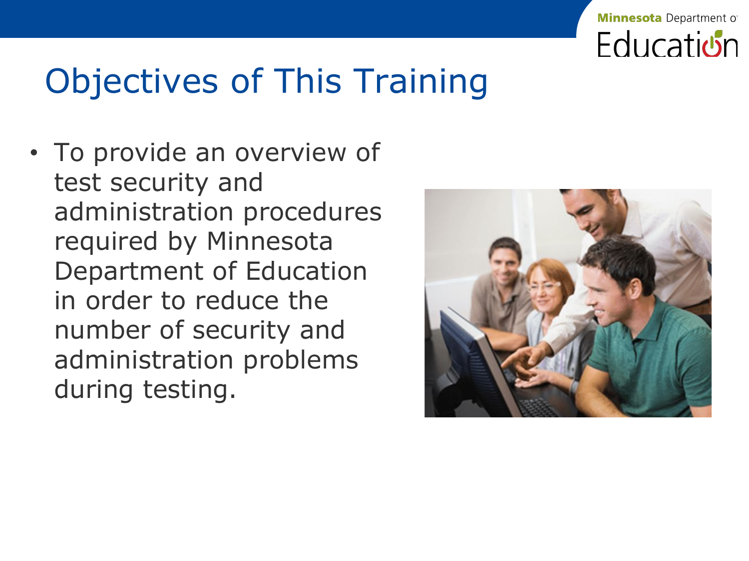# Objectives of This Training

- To provide an overview of test security and administration procedures required by Minnesota Department of Education in order to reduce the number of security and administration problems during testing.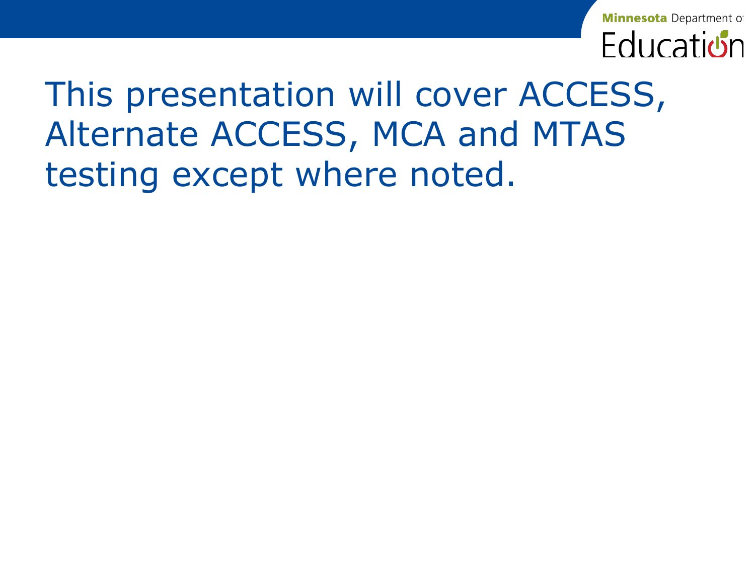This presentation will cover ACCESS, Alternate ACCESS, MCA and MTAS testing except where noted.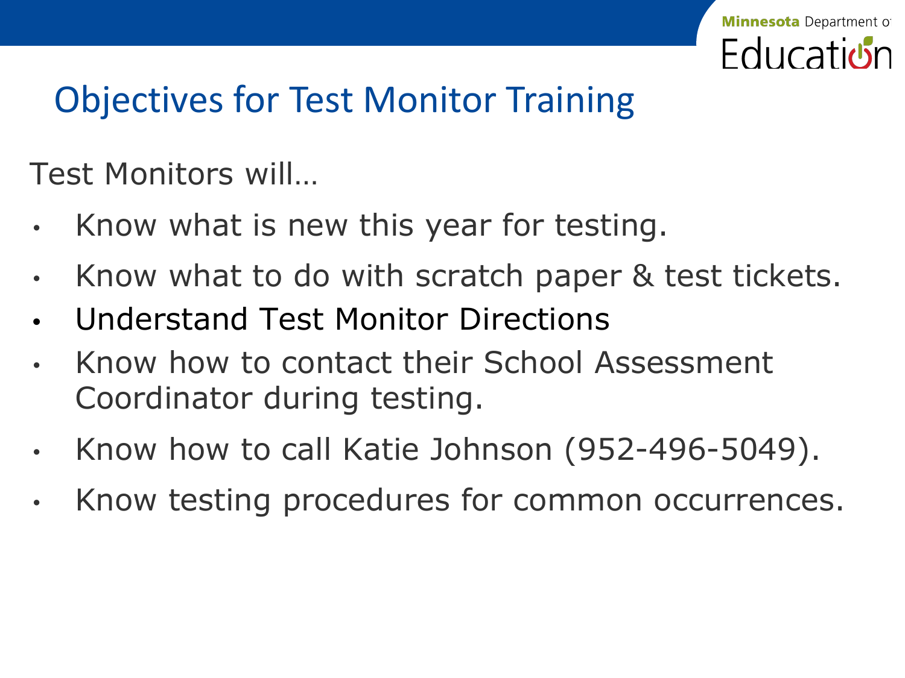# Objectives for Test Monitor Training

Test Monitors will…

- Know what is new this year for testing.
- Know what to do with scratch paper & test tickets.
- Understand Test Monitor Directions
- Know how to contact their School Assessment Coordinator during testing.
- Know how to call Katie Johnson (952-496-5049).
- Know testing procedures for common occurrences.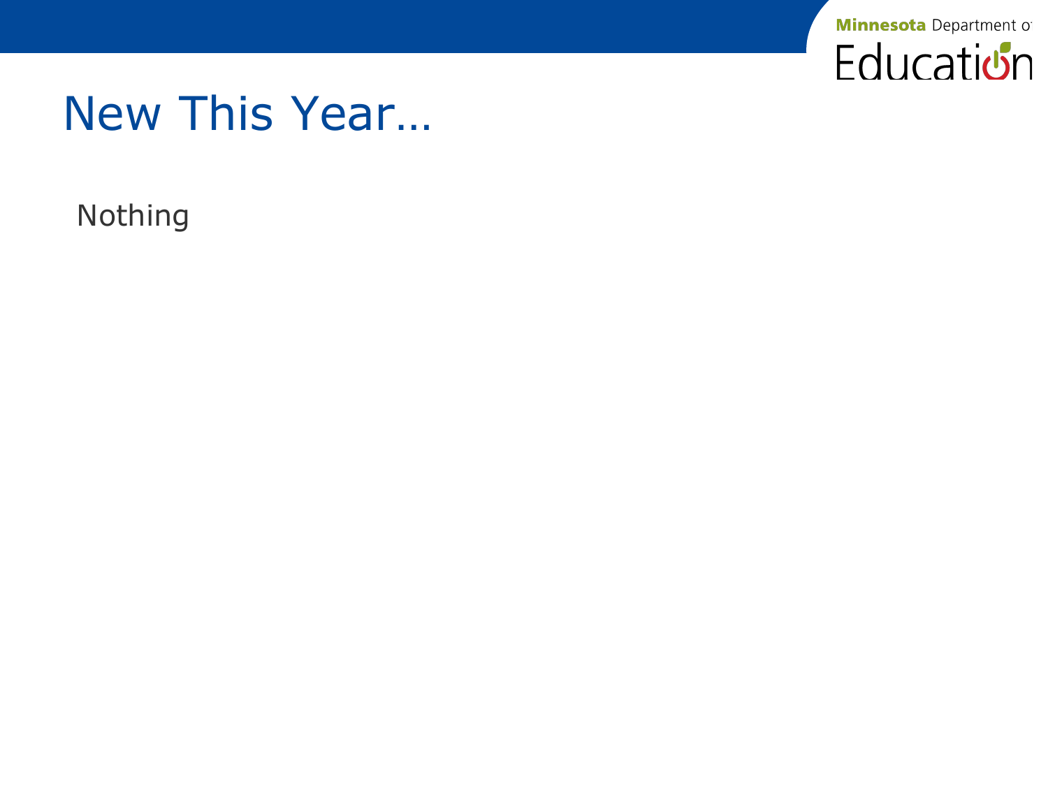# New This Year…

Nothing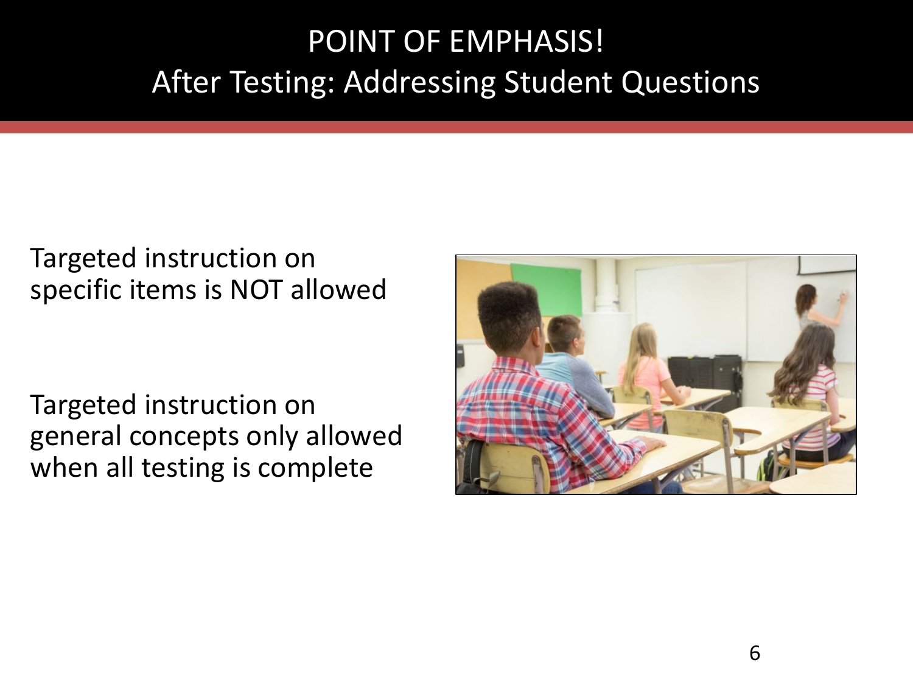# POINT OF EMPHASIS!
## After Testing: Addressing Student Questions

Targeted instruction on specific items is NOT allowed

Targeted instruction on general concepts only allowed when all testing is complete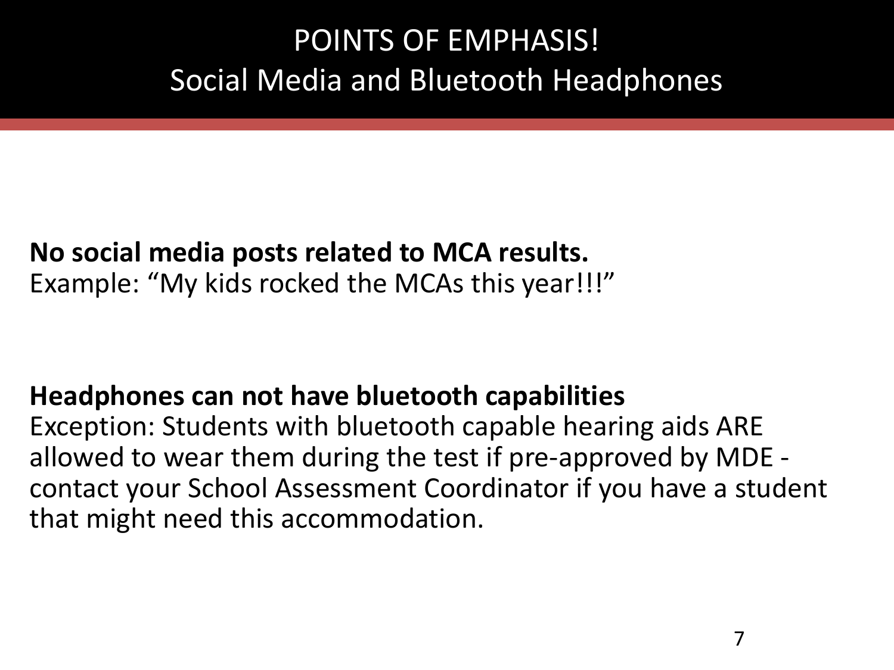# POINTS OF EMPHASIS!
## Social Media and Bluetooth Headphones

**No social media posts related to MCA results.**
Example: “My kids rocked the MCAs this year!!!”

**Headphones can not have bluetooth capabilities**
Exception: Students with bluetooth capable hearing aids ARE allowed to wear them during the test if pre-approved by MDE - contact your School Assessment Coordinator if you have a student that might need this accommodation.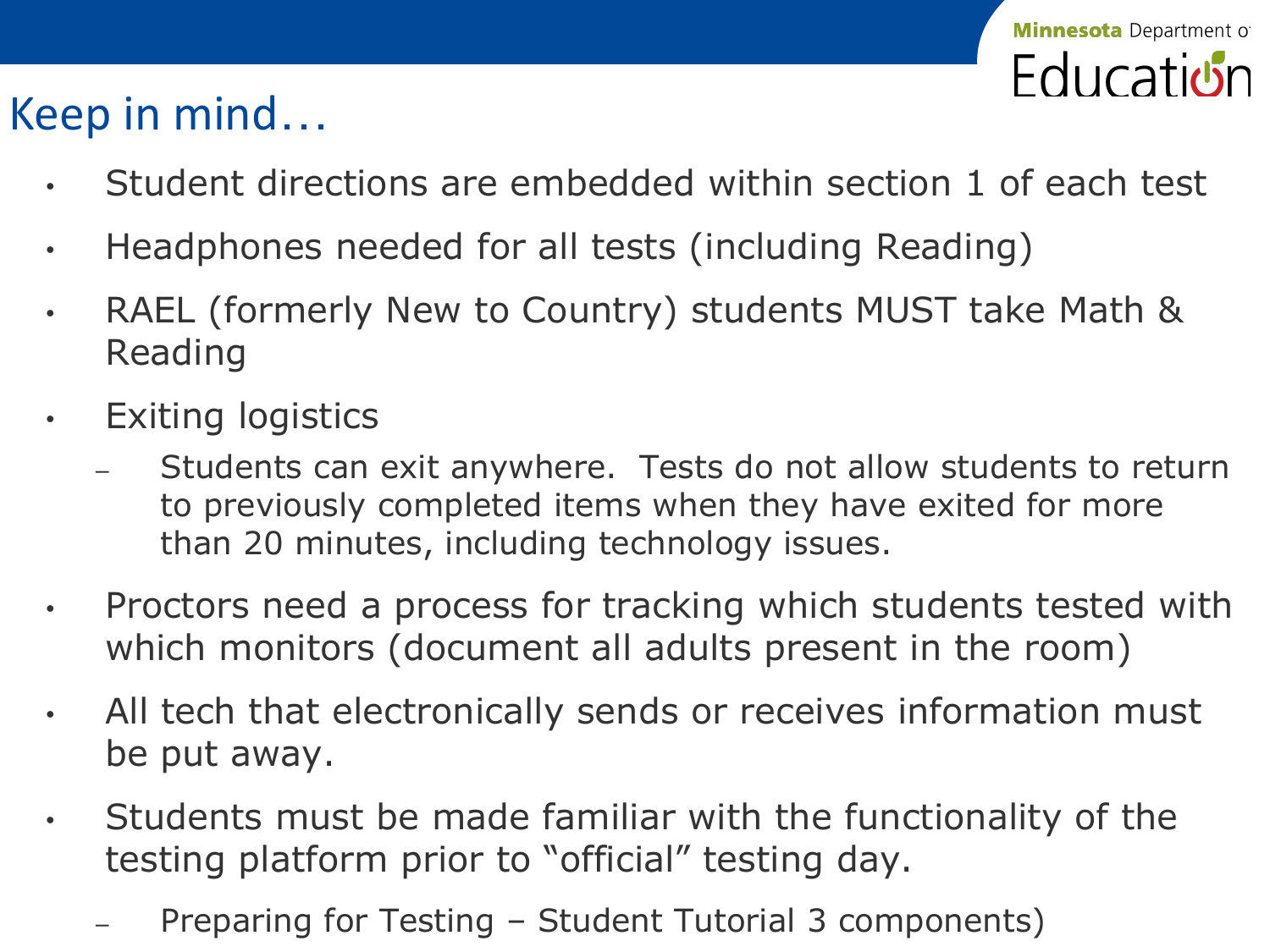# Keep in mind…

- Student directions are embedded within section 1 of each test
- Headphones needed for all tests (including Reading)
- RAEL (formerly New to Country) students MUST take Math & Reading
- Exiting logistics
  - Students can exit anywhere. Tests do not allow students to return to previously completed items when they have exited for more than 20 minutes, including technology issues.
- Proctors need a process for tracking which students tested with which monitors (document all adults present in the room)
- All tech that electronically sends or receives information must be put away.
- Students must be made familiar with the functionality of the testing platform prior to "official" testing day.
  - Preparing for Testing – Student Tutorial 3 components)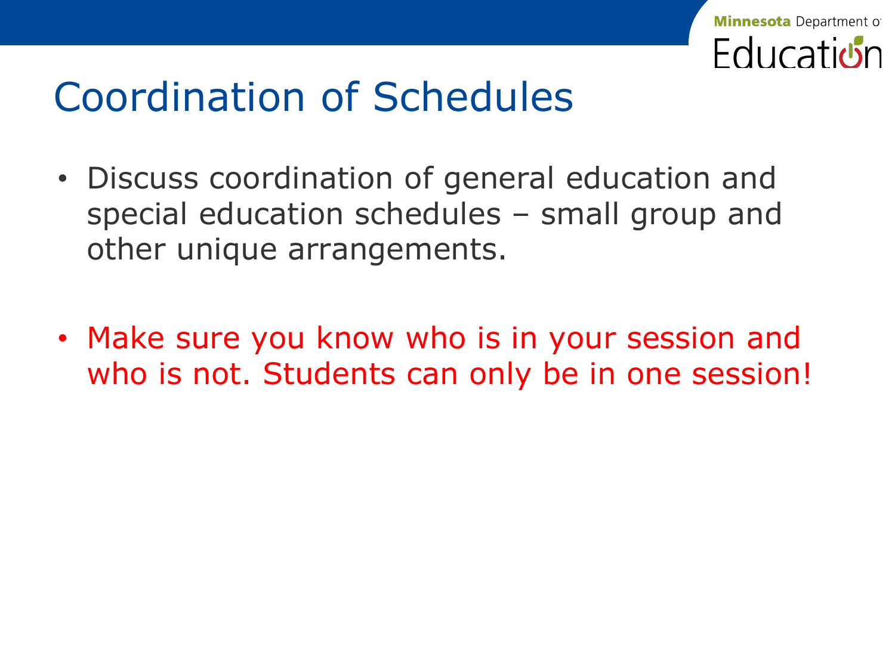# Coordination of Schedules

- Discuss coordination of general education and special education schedules – small group and other unique arrangements.
- Make sure you know who is in your session and who is not. Students can only be in one session!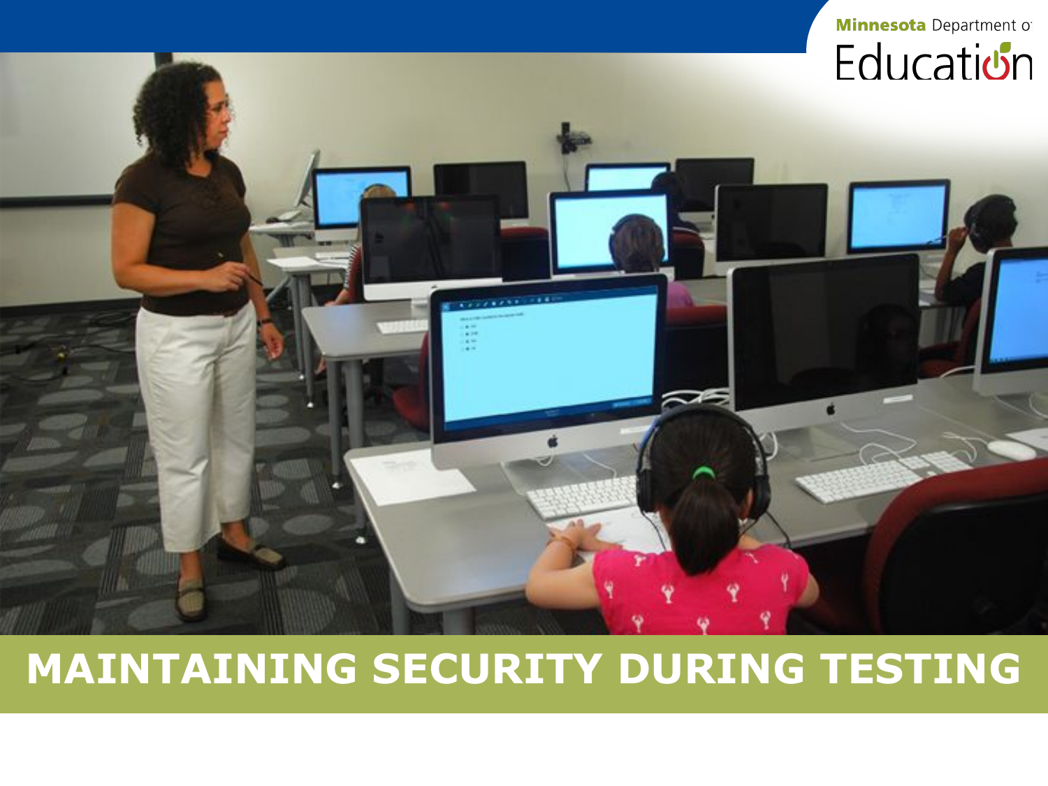# MAINTAINING SECURITY DURING TESTING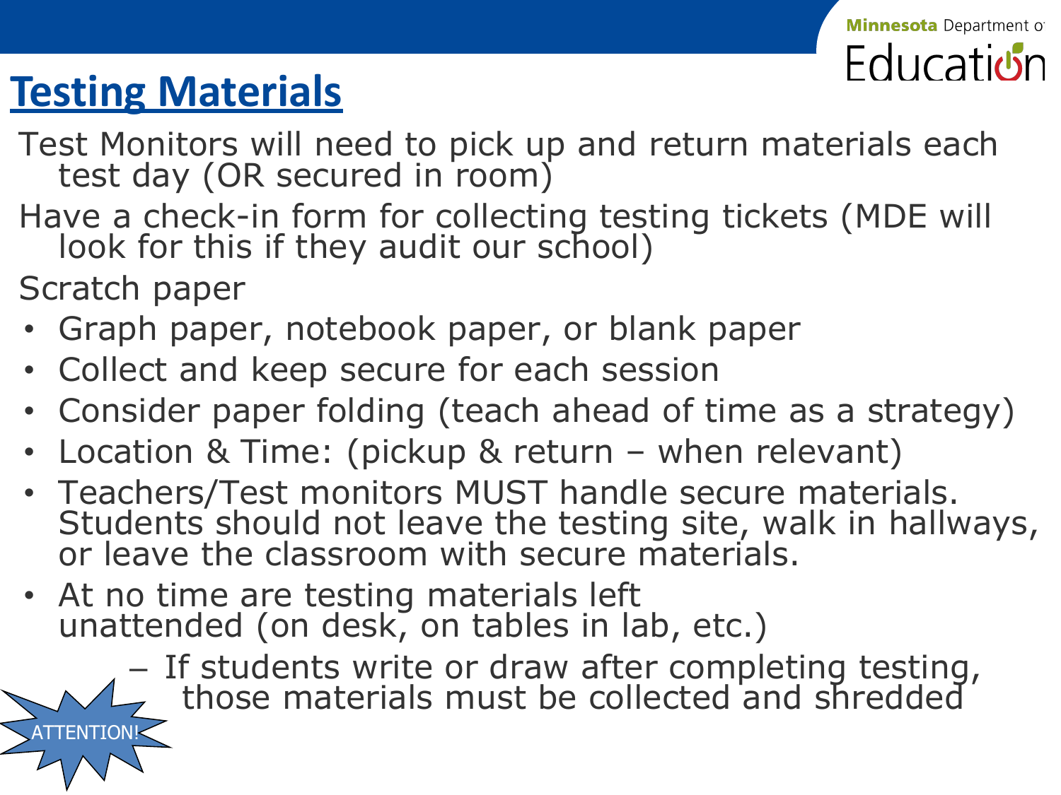# Testing Materials

Test Monitors will need to pick up and return materials each test day (OR secured in room)

Have a check-in form for collecting testing tickets (MDE will look for this if they audit our school)

Scratch paper

- Graph paper, notebook paper, or blank paper
- Collect and keep secure for each session
- Consider paper folding (teach ahead of time as a strategy)
- Location & Time: (pickup & return – when relevant)
- Teachers/Test monitors MUST handle secure materials. Students should not leave the testing site, walk in hallways, or leave the classroom with secure materials.
- At no time are testing materials left unattended (on desk, on tables in lab, etc.)
  - If students write or draw after completing testing, those materials must be collected and shredded

ATTENTION!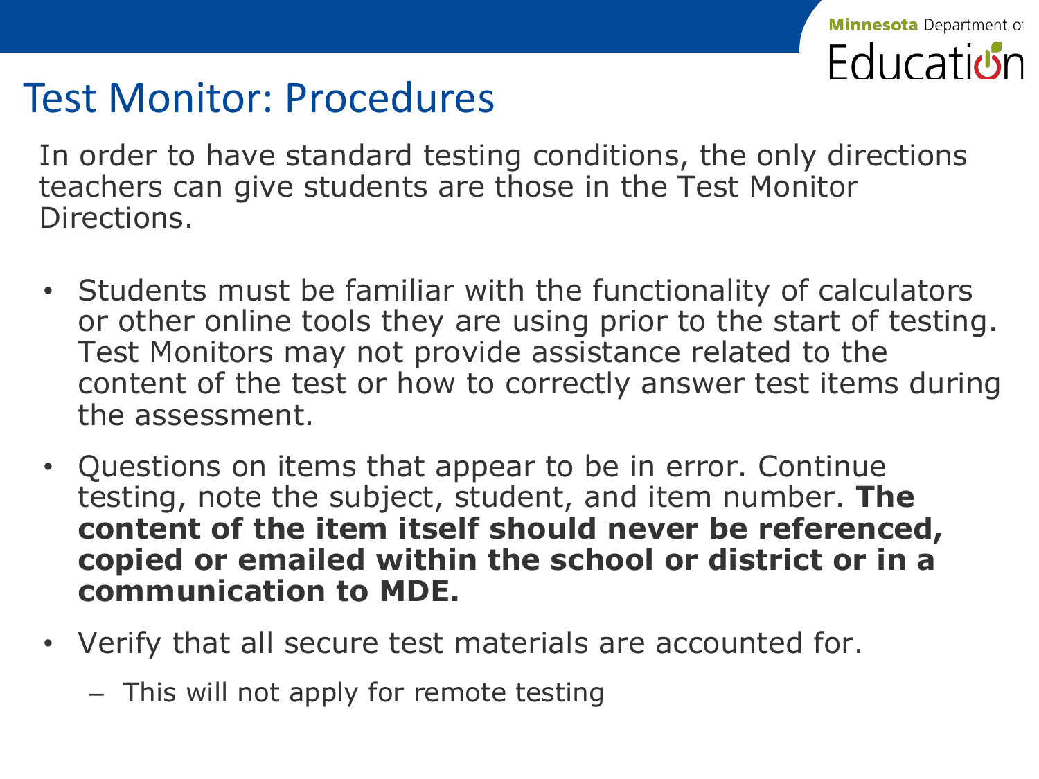# Test Monitor: Procedures

In order to have standard testing conditions, the only directions teachers can give students are those in the Test Monitor Directions.

- Students must be familiar with the functionality of calculators or other online tools they are using prior to the start of testing. Test Monitors may not provide assistance related to the content of the test or how to correctly answer test items during the assessment.
- Questions on items that appear to be in error. Continue testing, note the subject, student, and item number. **The content of the item itself should never be referenced, copied or emailed within the school or district or in a communication to MDE.**
- Verify that all secure test materials are accounted for.
  - This will not apply for remote testing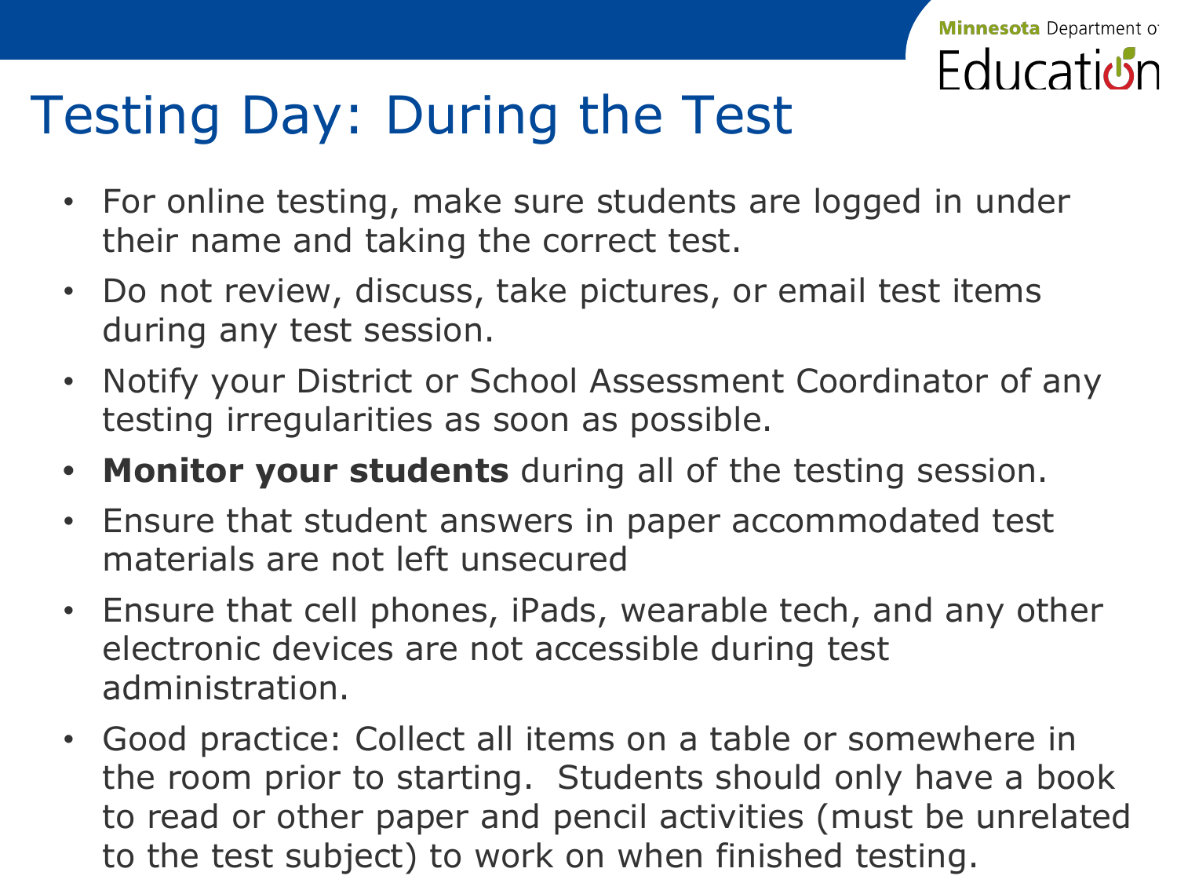# Testing Day: During the Test

- For online testing, make sure students are logged in under their name and taking the correct test.
- Do not review, discuss, take pictures, or email test items during any test session.
- Notify your District or School Assessment Coordinator of any testing irregularities as soon as possible.
- **Monitor your students** during all of the testing session.
- Ensure that student answers in paper accommodated test materials are not left unsecured
- Ensure that cell phones, iPads, wearable tech, and any other electronic devices are not accessible during test administration.
- Good practice: Collect all items on a table or somewhere in the room prior to starting. Students should only have a book to read or other paper and pencil activities (must be unrelated to the test subject) to work on when finished testing.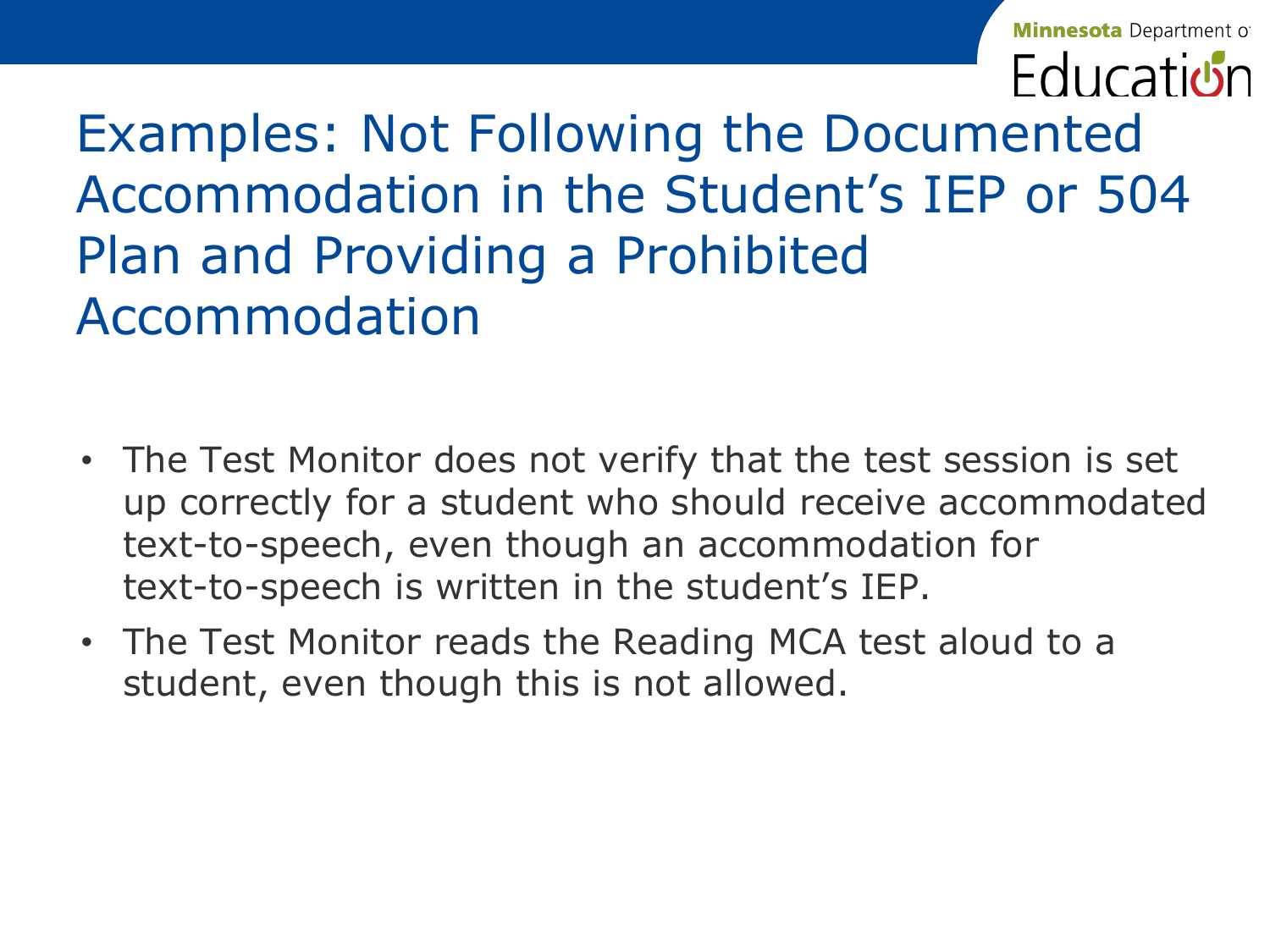# Examples: Not Following the Documented Accommodation in the Student's IEP or 504 Plan and Providing a Prohibited Accommodation

- The Test Monitor does not verify that the test session is set up correctly for a student who should receive accommodated text-to-speech, even though an accommodation for text-to-speech is written in the student's IEP.
- The Test Monitor reads the Reading MCA test aloud to a student, even though this is not allowed.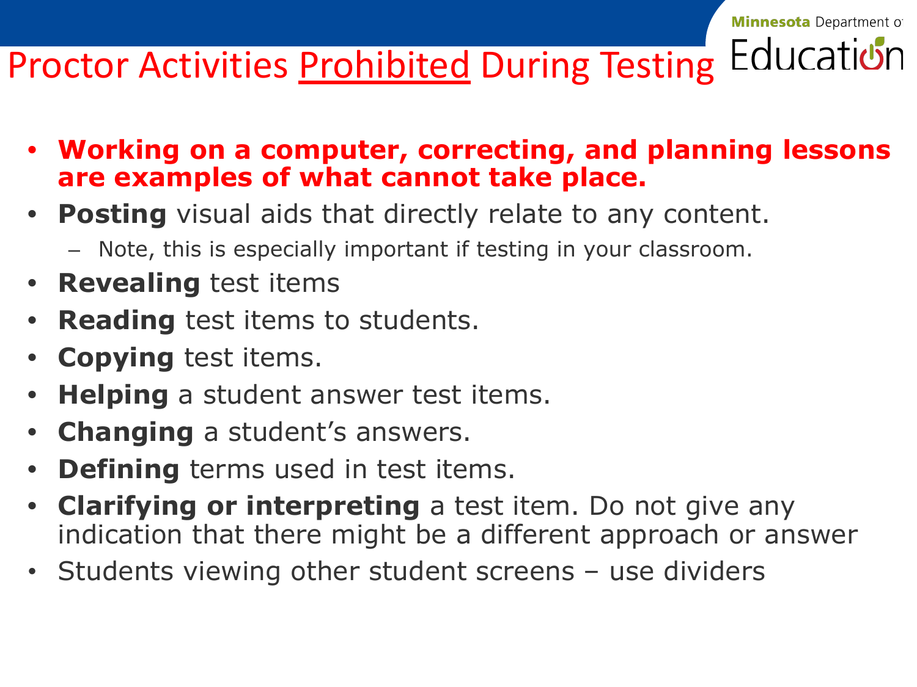# Proctor Activities Prohibited During Testing

- **Working on a computer, correcting, and planning lessons are examples of what cannot take place.**
- **Posting** visual aids that directly relate to any content.
  - Note, this is especially important if testing in your classroom.
- **Revealing** test items
- **Reading** test items to students.
- **Copying** test items.
- **Helping** a student answer test items.
- **Changing** a student's answers.
- **Defining** terms used in test items.
- **Clarifying or interpreting** a test item. Do not give any indication that there might be a different approach or answer
- Students viewing other student screens – use dividers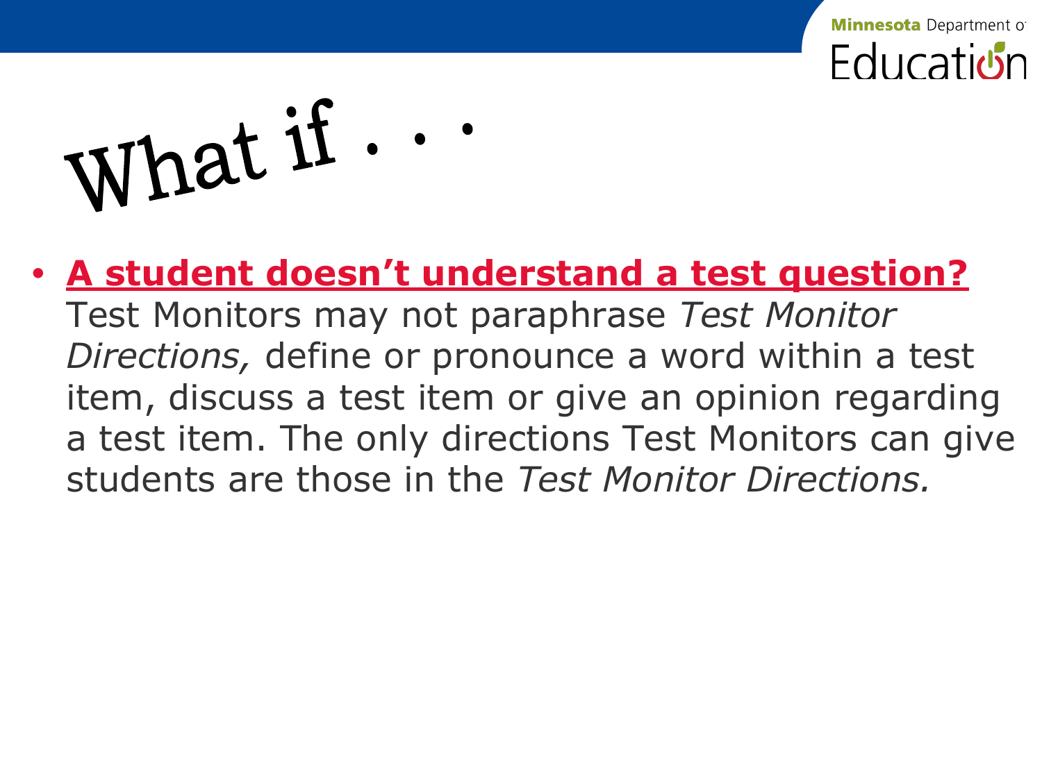# What if . . .

- **A student doesn't understand a test question?** Test Monitors may not paraphrase *Test Monitor Directions,* define or pronounce a word within a test item, discuss a test item or give an opinion regarding a test item. The only directions Test Monitors can give students are those in the *Test Monitor Directions.*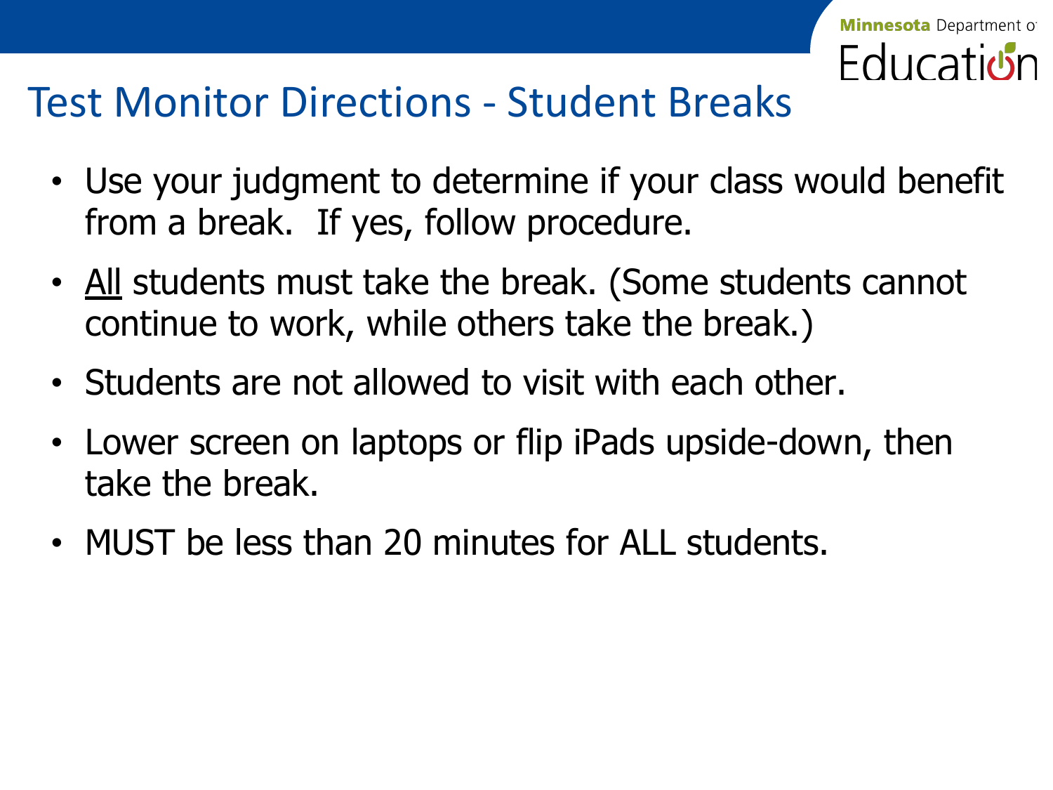# Test Monitor Directions - Student Breaks

- Use your judgment to determine if your class would benefit from a break. If yes, follow procedure.
- <u>All</u> students must take the break. (Some students cannot continue to work, while others take the break.)
- Students are not allowed to visit with each other.
- Lower screen on laptops or flip iPads upside-down, then take the break.
- MUST be less than 20 minutes for ALL students.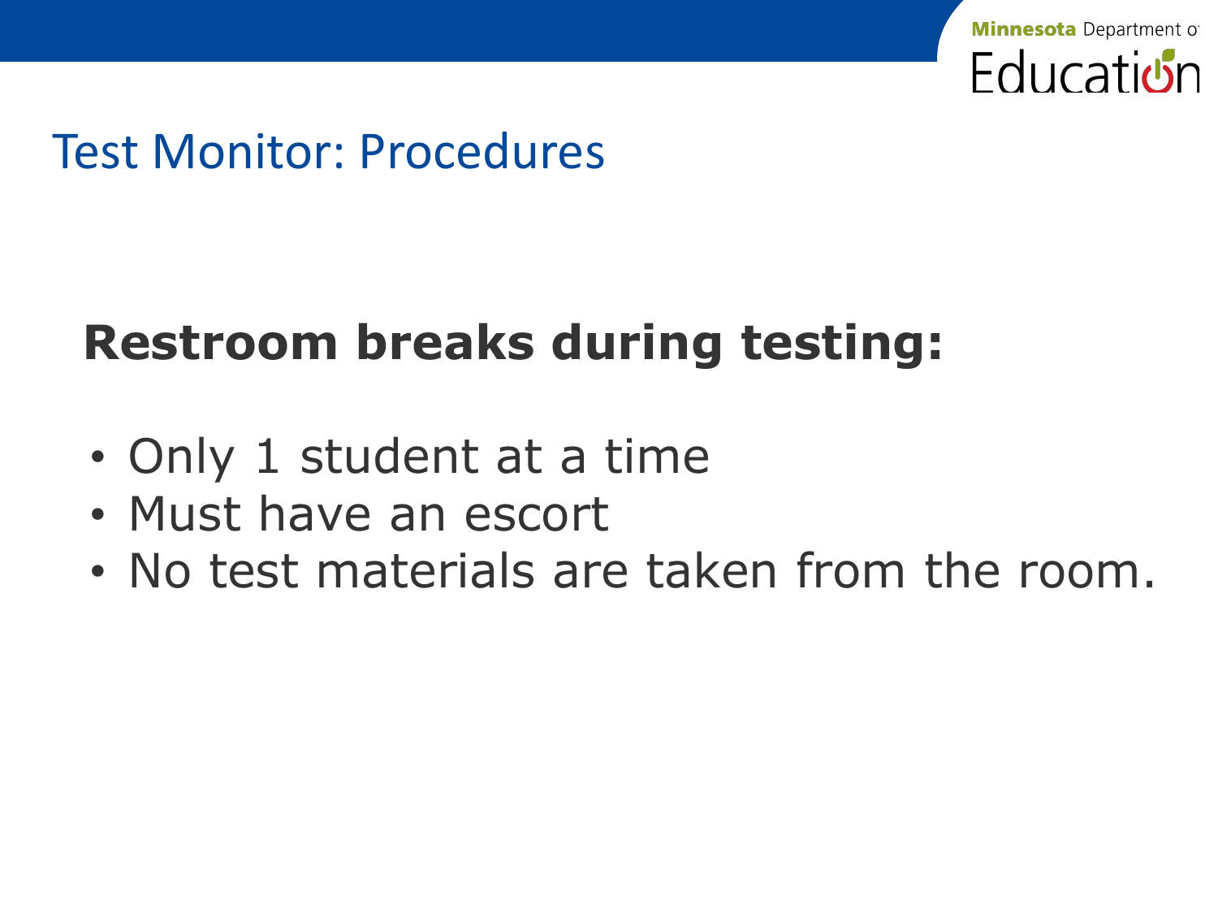# Test Monitor: Procedures

**Restroom breaks during testing:**

- Only 1 student at a time
- Must have an escort
- No test materials are taken from the room.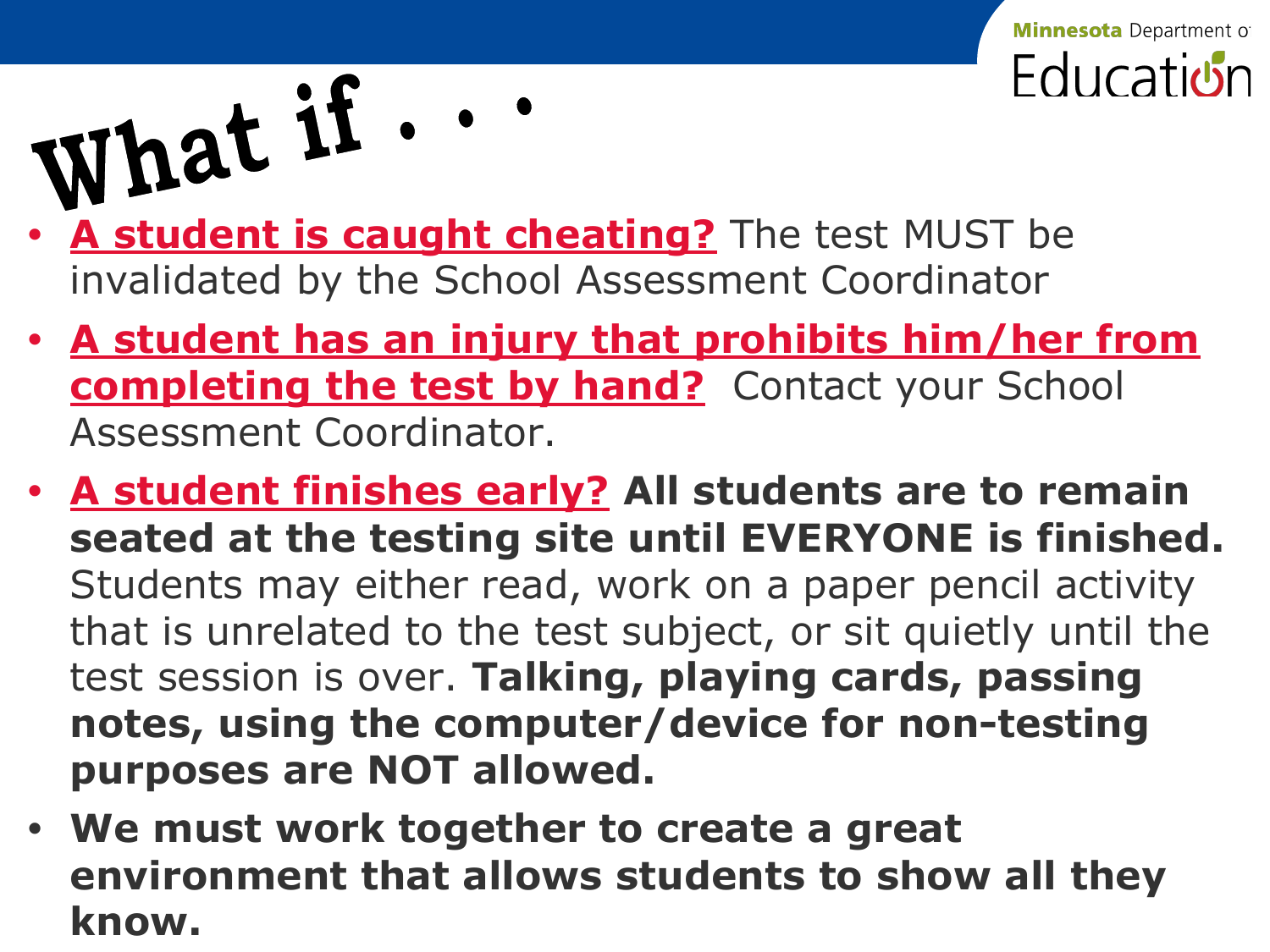# What if . . .

- **A student is caught cheating?** The test MUST be invalidated by the School Assessment Coordinator
- **A student has an injury that prohibits him/her from completing the test by hand?** Contact your School Assessment Coordinator.
- **A student finishes early?** **All students are to remain seated at the testing site until EVERYONE is finished.** Students may either read, work on a paper pencil activity that is unrelated to the test subject, or sit quietly until the test session is over. **Talking, playing cards, passing notes, using the computer/device for non-testing purposes are NOT allowed.**
- **We must work together to create a great environment that allows students to show all they know.**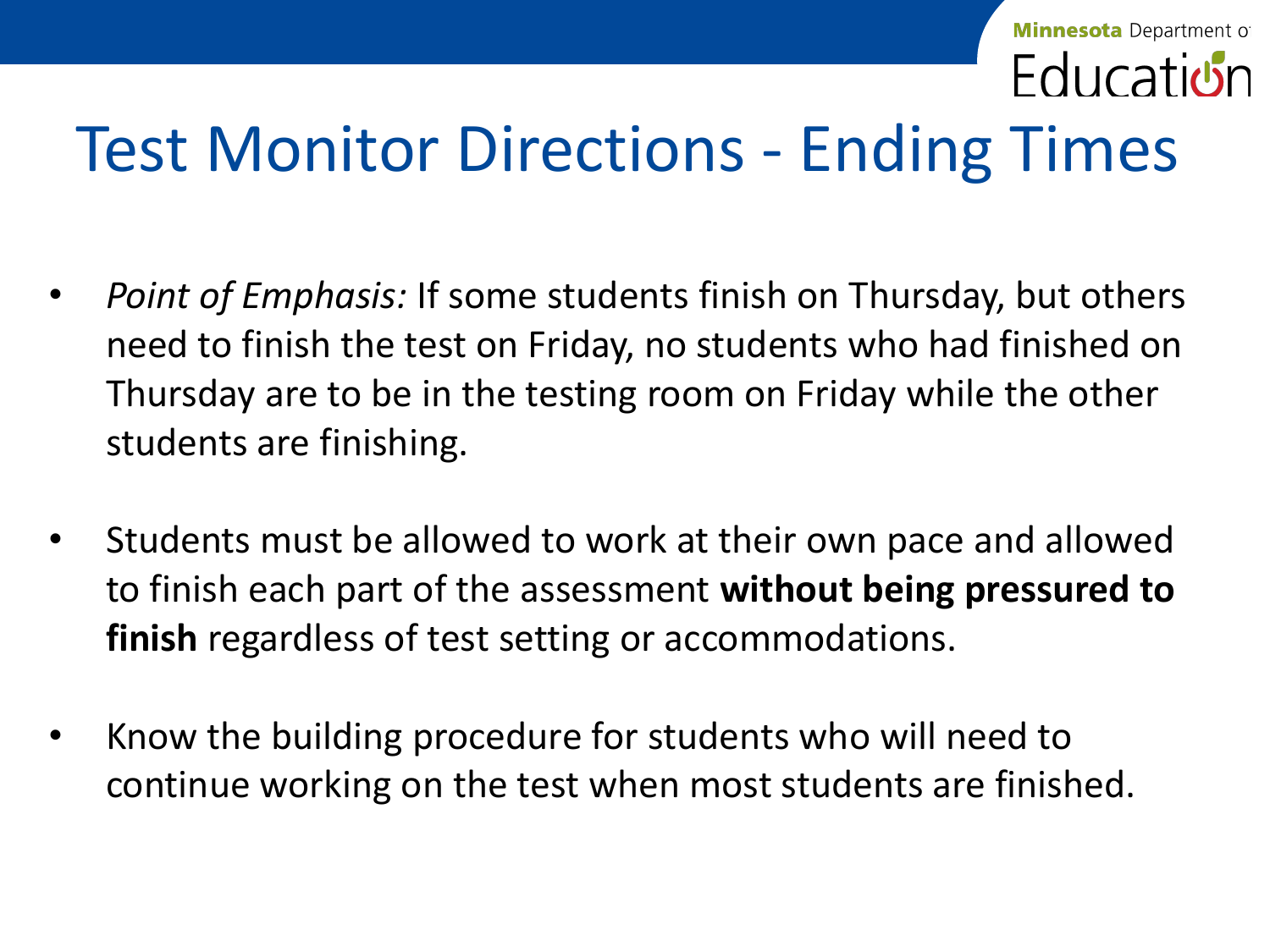# Test Monitor Directions - Ending Times

- *Point of Emphasis:* If some students finish on Thursday, but others need to finish the test on Friday, no students who had finished on Thursday are to be in the testing room on Friday while the other students are finishing.
- Students must be allowed to work at their own pace and allowed to finish each part of the assessment **without being pressured to finish** regardless of test setting or accommodations.
- Know the building procedure for students who will need to continue working on the test when most students are finished.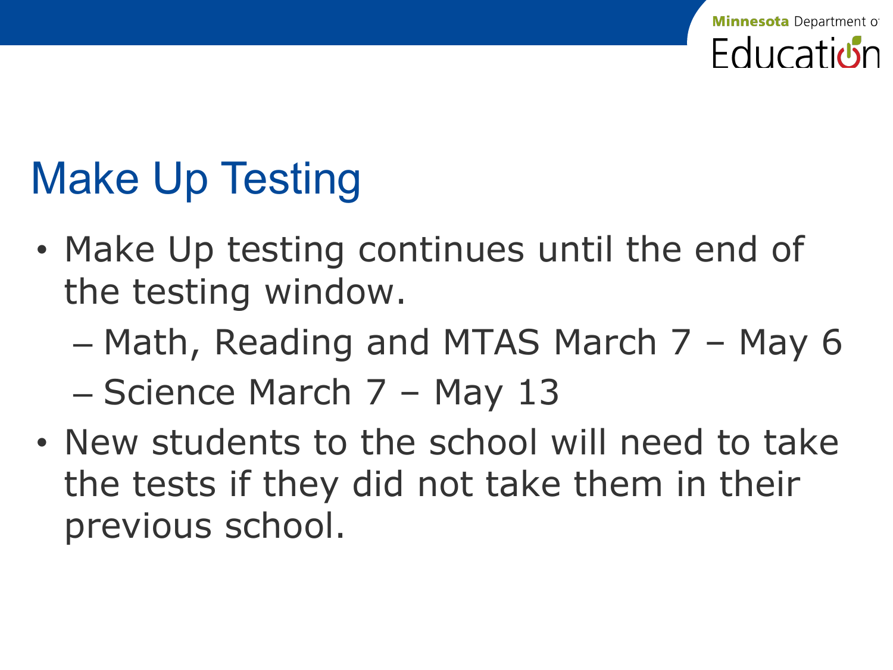# Make Up Testing

- Make Up testing continues until the end of the testing window.
  - Math, Reading and MTAS March 7 – May 6
  - Science March 7 – May 13
- New students to the school will need to take the tests if they did not take them in their previous school.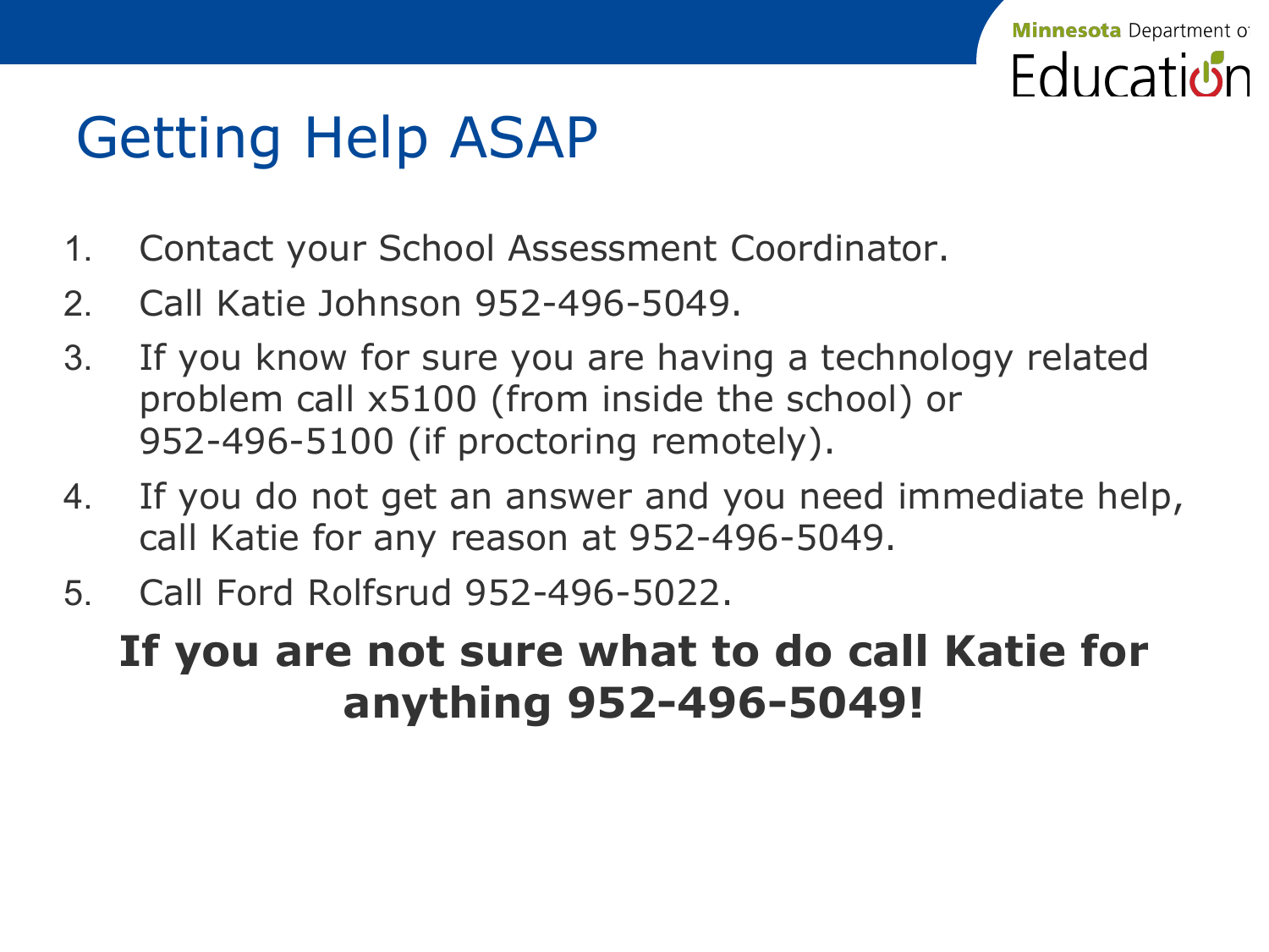# Getting Help ASAP

1. Contact your School Assessment Coordinator.
2. Call Katie Johnson 952-496-5049.
3. If you know for sure you are having a technology related problem call x5100 (from inside the school) or 952-496-5100 (if proctoring remotely).
4. If you do not get an answer and you need immediate help, call Katie for any reason at 952-496-5049.
5. Call Ford Rolfsrud 952-496-5022.

**If you are not sure what to do call Katie for anything 952-496-5049!**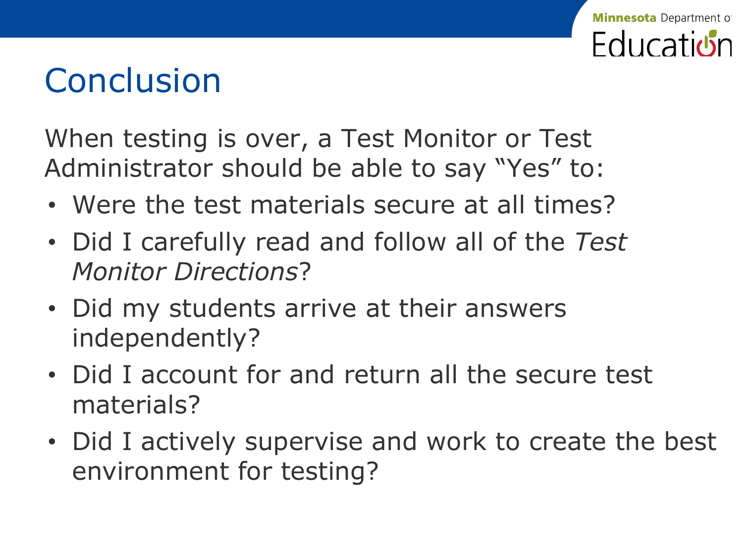# Conclusion

When testing is over, a Test Monitor or Test Administrator should be able to say "Yes" to:

- Were the test materials secure at all times?
- Did I carefully read and follow all of the *Test Monitor Directions*?
- Did my students arrive at their answers independently?
- Did I account for and return all the secure test materials?
- Did I actively supervise and work to create the best environment for testing?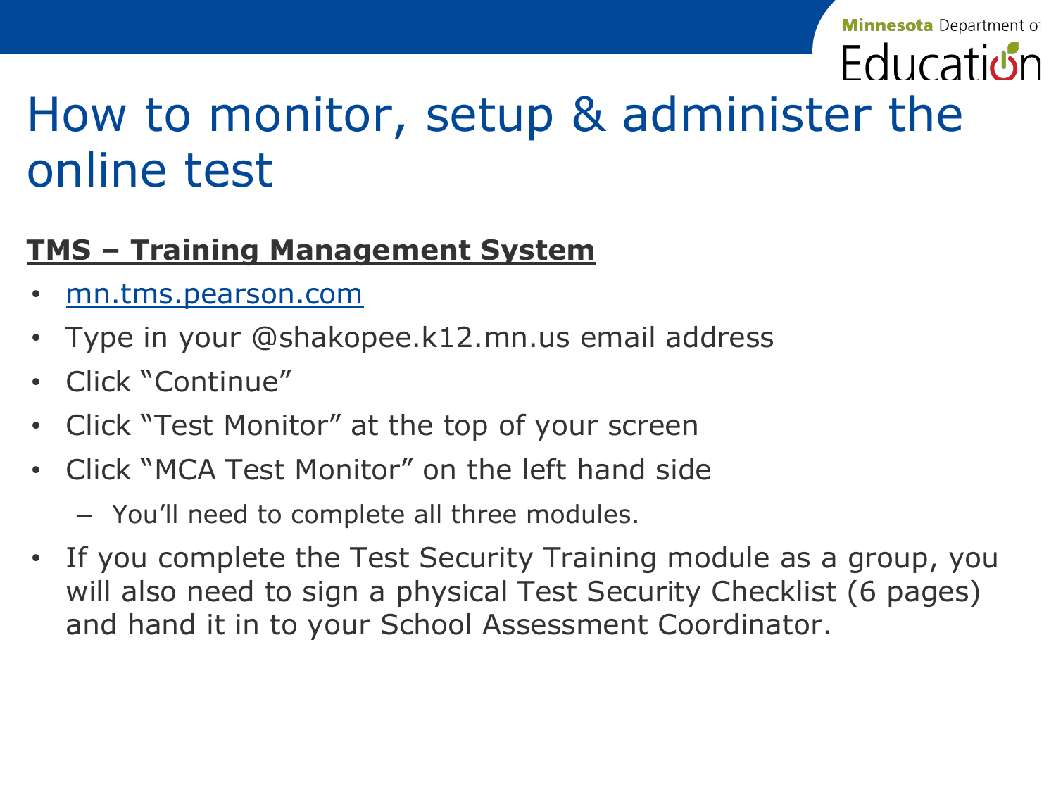# How to monitor, setup & administer the online test

**TMS – Training Management System**

- mn.tms.pearson.com
- Type in your @shakopee.k12.mn.us email address
- Click "Continue"
- Click "Test Monitor" at the top of your screen
- Click "MCA Test Monitor" on the left hand side
  - You'll need to complete all three modules.
- If you complete the Test Security Training module as a group, you will also need to sign a physical Test Security Checklist (6 pages) and hand it in to your School Assessment Coordinator.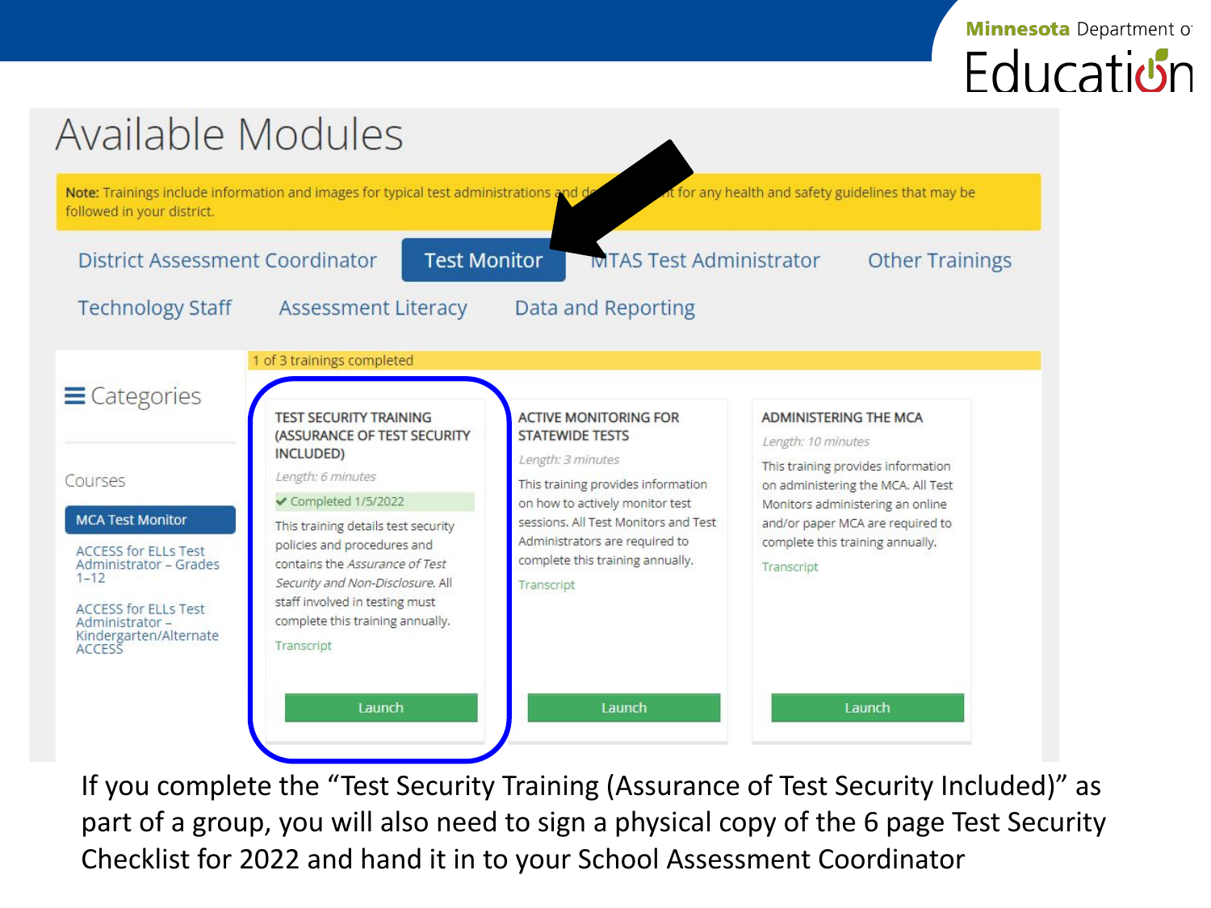# Available Modules

**Note:** Trainings include information and images for typical test administrations and d... nt for any health and safety guidelines that may be followed in your district.

District Assessment Coordinator | **Test Monitor** | MTAS Test Administrator | Other Trainings

Technology Staff | Assessment Literacy | Data and Reporting

1 of 3 trainings completed

**Categories**

Courses

- **MCA Test Monitor**
- ACCESS for ELLs Test Administrator – Grades 1–12
- ACCESS for ELLs Test Administrator – Kindergarten/Alternate ACCESS

**TEST SECURITY TRAINING (ASSURANCE OF TEST SECURITY INCLUDED)**

*Length: 6 minutes*

✔ Completed 1/5/2022

This training details test security policies and procedures and contains the *Assurance of Test Security and Non-Disclosure*. All staff involved in testing must complete this training annually.

Transcript

Launch

**ACTIVE MONITORING FOR STATEWIDE TESTS**

*Length: 3 minutes*

This training provides information on how to actively monitor test sessions. All Test Monitors and Test Administrators are required to complete this training annually.

Transcript

Launch

**ADMINISTERING THE MCA**

*Length: 10 minutes*

This training provides information on administering the MCA. All Test Monitors administering an online and/or paper MCA are required to complete this training annually.

Transcript

Launch

If you complete the "Test Security Training (Assurance of Test Security Included)" as part of a group, you will also need to sign a physical copy of the 6 page Test Security Checklist for 2022 and hand it in to your School Assessment Coordinator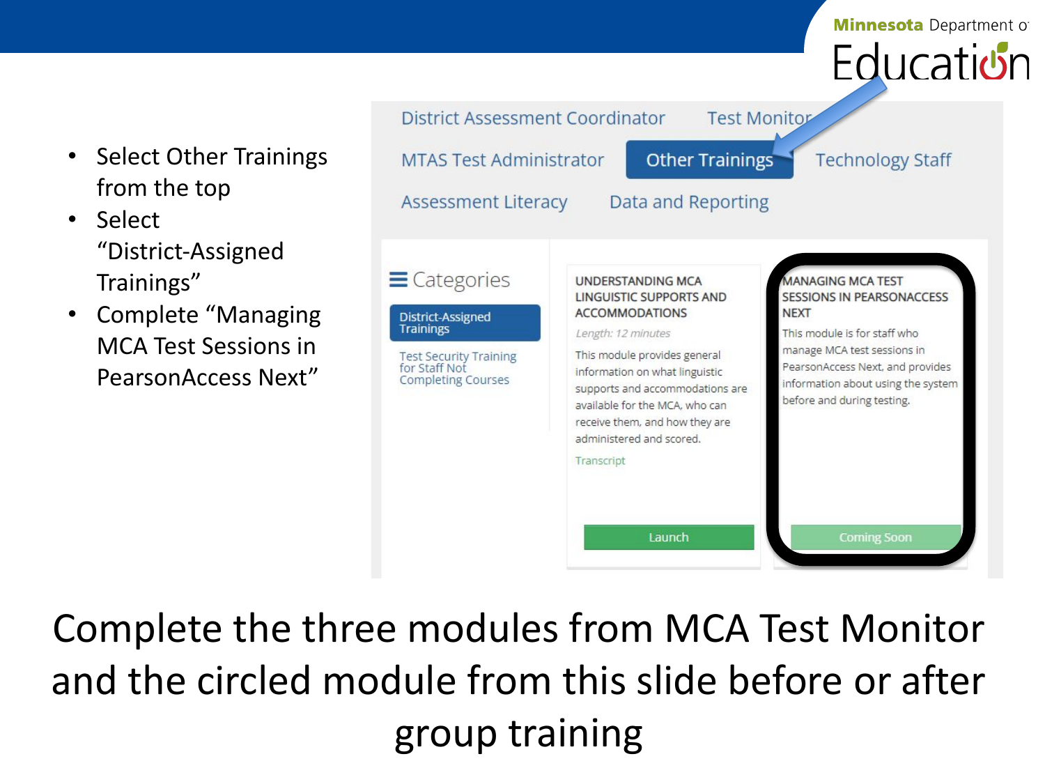- Select Other Trainings from the top
- Select "District-Assigned Trainings"
- Complete "Managing MCA Test Sessions in PearsonAccess Next"

District Assessment Coordinator | Test Monitor | MTAS Test Administrator | Other Trainings | Technology Staff | Assessment Literacy | Data and Reporting

**Categories**

- District-Assigned Trainings
- Test Security Training for Staff Not Completing Courses

**UNDERSTANDING MCA LINGUISTIC SUPPORTS AND ACCOMMODATIONS**

*Length: 12 minutes*

This module provides general information on what linguistic supports and accommodations are available for the MCA, who can receive them, and how they are administered and scored.

Transcript

Launch

**MANAGING MCA TEST SESSIONS IN PEARSONACCESS NEXT**

This module is for staff who manage MCA test sessions in PearsonAccess Next, and provides information about using the system before and during testing.

Coming Soon

Complete the three modules from MCA Test Monitor and the circled module from this slide before or after group training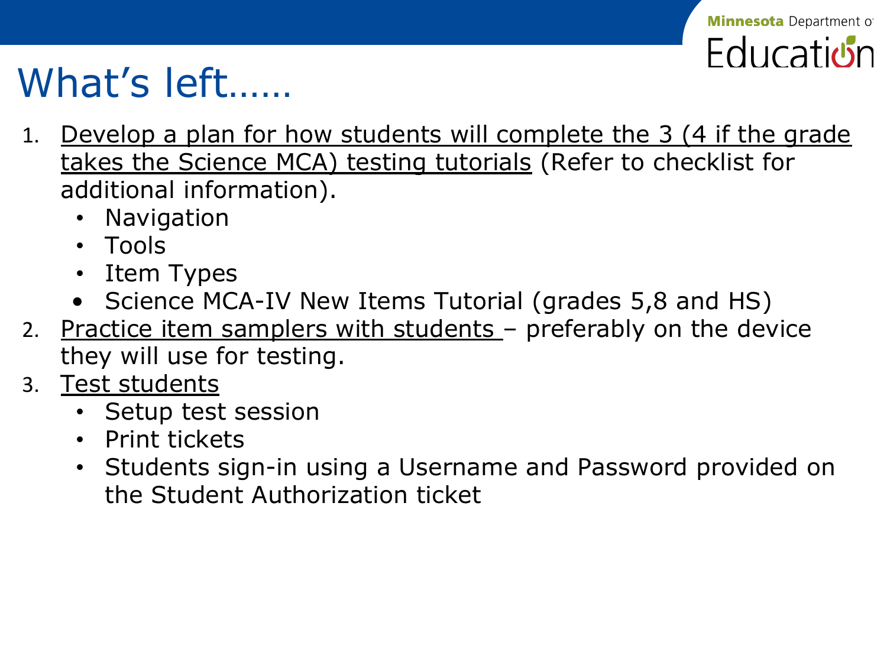# What's left……

1. Develop a plan for how students will complete the 3 (4 if the grade takes the Science MCA) testing tutorials (Refer to checklist for additional information).
   - Navigation
   - Tools
   - Item Types
   - Science MCA-IV New Items Tutorial (grades 5,8 and HS)
2. Practice item samplers with students – preferably on the device they will use for testing.
3. Test students
   - Setup test session
   - Print tickets
   - Students sign-in using a Username and Password provided on the Student Authorization ticket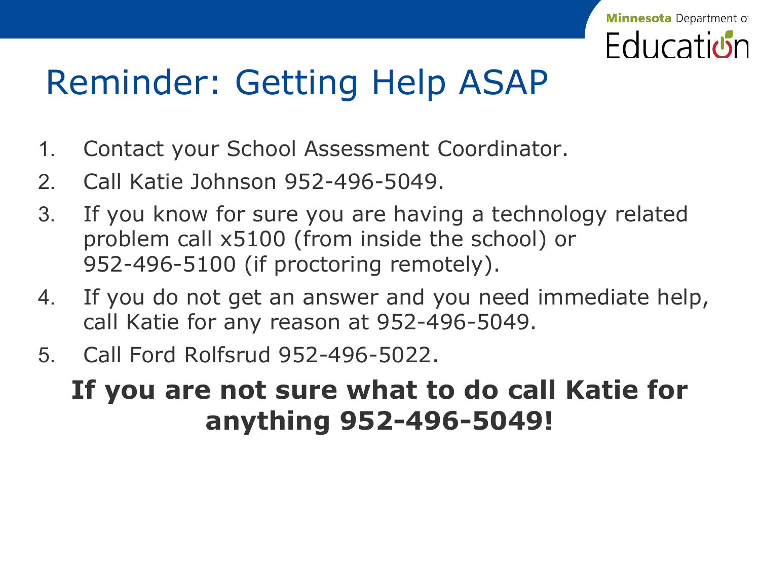# Reminder: Getting Help ASAP

1. Contact your School Assessment Coordinator.
2. Call Katie Johnson 952-496-5049.
3. If you know for sure you are having a technology related problem call x5100 (from inside the school) or 952-496-5100 (if proctoring remotely).
4. If you do not get an answer and you need immediate help, call Katie for any reason at 952-496-5049.
5. Call Ford Rolfsrud 952-496-5022.

**If you are not sure what to do call Katie for anything 952-496-5049!**